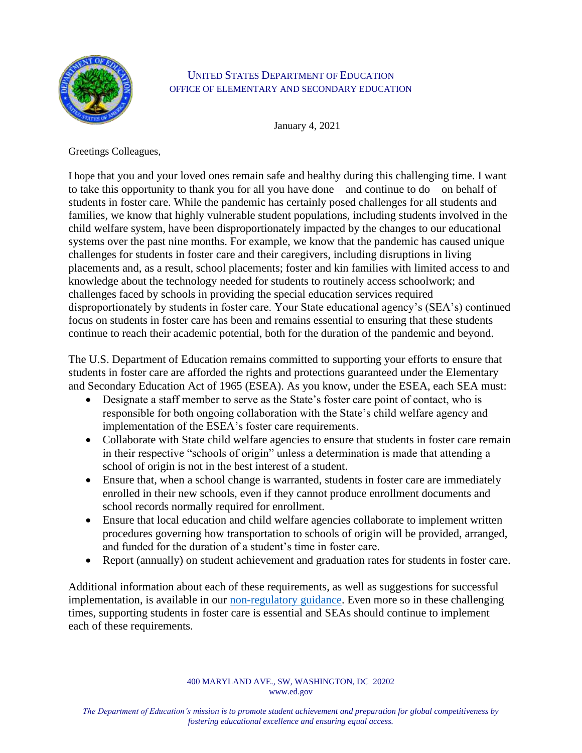UNITED STATES DEPARTMENT OF EDUCATION
OFFICE OF ELEMENTARY AND SECONDARY EDUCATION

January 4, 2021

Greetings Colleagues,

I hope that you and your loved ones remain safe and healthy during this challenging time. I want to take this opportunity to thank you for all you have done—and continue to do—on behalf of students in foster care. While the pandemic has certainly posed challenges for all students and families, we know that highly vulnerable student populations, including students involved in the child welfare system, have been disproportionately impacted by the changes to our educational systems over the past nine months. For example, we know that the pandemic has caused unique challenges for students in foster care and their caregivers, including disruptions in living placements and, as a result, school placements; foster and kin families with limited access to and knowledge about the technology needed for students to routinely access schoolwork; and challenges faced by schools in providing the special education services required disproportionately by students in foster care. Your State educational agency's (SEA's) continued focus on students in foster care has been and remains essential to ensuring that these students continue to reach their academic potential, both for the duration of the pandemic and beyond.

The U.S. Department of Education remains committed to supporting your efforts to ensure that students in foster care are afforded the rights and protections guaranteed under the Elementary and Secondary Education Act of 1965 (ESEA). As you know, under the ESEA, each SEA must:

- Designate a staff member to serve as the State's foster care point of contact, who is responsible for both ongoing collaboration with the State's child welfare agency and implementation of the ESEA's foster care requirements.
- Collaborate with State child welfare agencies to ensure that students in foster care remain in their respective "schools of origin" unless a determination is made that attending a school of origin is not in the best interest of a student.
- Ensure that, when a school change is warranted, students in foster care are immediately enrolled in their new schools, even if they cannot produce enrollment documents and school records normally required for enrollment.
- Ensure that local education and child welfare agencies collaborate to implement written procedures governing how transportation to schools of origin will be provided, arranged, and funded for the duration of a student's time in foster care.
- Report (annually) on student achievement and graduation rates for students in foster care.

Additional information about each of these requirements, as well as suggestions for successful implementation, is available in our non-regulatory guidance. Even more so in these challenging times, supporting students in foster care is essential and SEAs should continue to implement each of these requirements.

400 MARYLAND AVE., SW, WASHINGTON, DC 20202
www.ed.gov

*The Department of Education's mission is to promote student achievement and preparation for global competitiveness by fostering educational excellence and ensuring equal access.*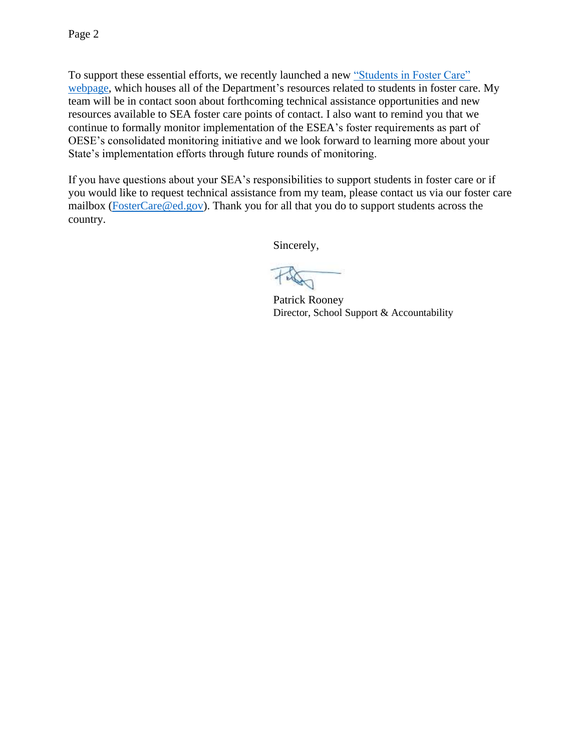To support these essential efforts, we recently launched a new "Students in Foster Care" webpage, which houses all of the Department's resources related to students in foster care. My team will be in contact soon about forthcoming technical assistance opportunities and new resources available to SEA foster care points of contact. I also want to remind you that we continue to formally monitor implementation of the ESEA's foster requirements as part of OESE's consolidated monitoring initiative and we look forward to learning more about your State's implementation efforts through future rounds of monitoring.

If you have questions about your SEA's responsibilities to support students in foster care or if you would like to request technical assistance from my team, please contact us via our foster care mailbox (FosterCare@ed.gov). Thank you for all that you do to support students across the country.

Sincerely,

Patrick Rooney
Director, School Support & Accountability